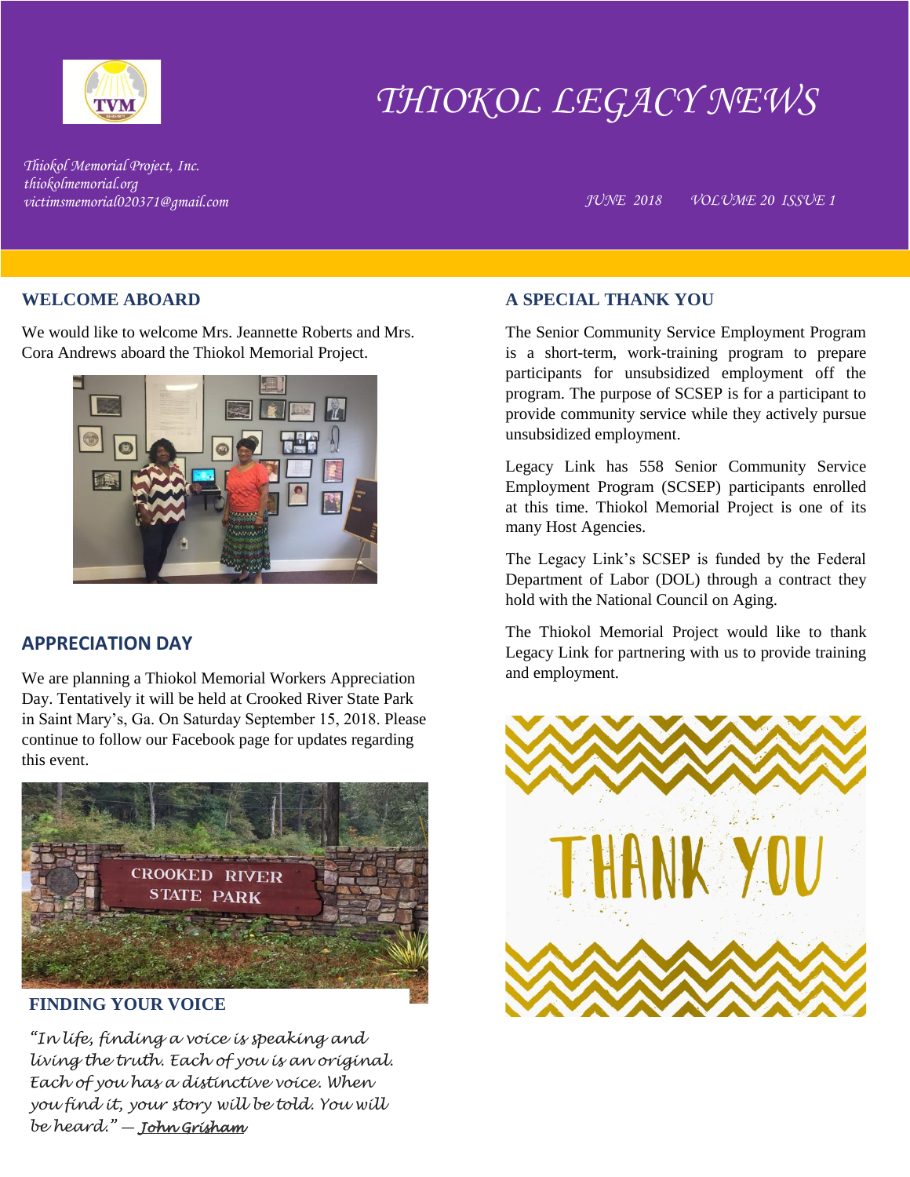# THIOKOL LEGACY NEWS

*Thiokol Memorial Project, Inc.*
*thiokolmemorial.org*
*victimsmemorial020371@gmail.com*

*JUNE 2018 VOLUME 20 ISSUE 1*

## WELCOME ABOARD

We would like to welcome Mrs. Jeannette Roberts and Mrs. Cora Andrews aboard the Thiokol Memorial Project.

## APPRECIATION DAY

We are planning a Thiokol Memorial Workers Appreciation Day. Tentatively it will be held at Crooked River State Park in Saint Mary's, Ga. On Saturday September 15, 2018. Please continue to follow our Facebook page for updates regarding this event.

## FINDING YOUR VOICE

*"In life, finding a voice is speaking and living the truth. Each of you is an original. Each of you has a distinctive voice. When you find it, your story will be told. You will be heard." — John Grisham*

## A SPECIAL THANK YOU

The Senior Community Service Employment Program is a short-term, work-training program to prepare participants for unsubsidized employment off the program. The purpose of SCSEP is for a participant to provide community service while they actively pursue unsubsidized employment.

Legacy Link has 558 Senior Community Service Employment Program (SCSEP) participants enrolled at this time. Thiokol Memorial Project is one of its many Host Agencies.

The Legacy Link's SCSEP is funded by the Federal Department of Labor (DOL) through a contract they hold with the National Council on Aging.

The Thiokol Memorial Project would like to thank Legacy Link for partnering with us to provide training and employment.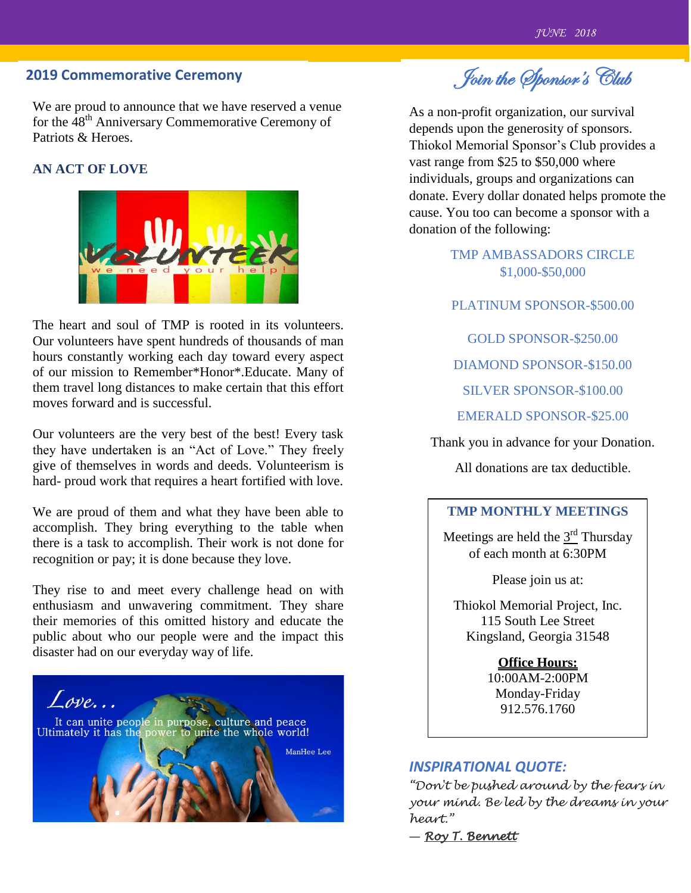## 2019 Commemorative Ceremony

We are proud to announce that we have reserved a venue for the 48th Anniversary Commemorative Ceremony of Patriots & Heroes.

### AN ACT OF LOVE

The heart and soul of TMP is rooted in its volunteers. Our volunteers have spent hundreds of thousands of man hours constantly working each day toward every aspect of our mission to Remember*Honor*.Educate. Many of them travel long distances to make certain that this effort moves forward and is successful.

Our volunteers are the very best of the best! Every task they have undertaken is an "Act of Love." They freely give of themselves in words and deeds. Volunteerism is hard- proud work that requires a heart fortified with love.

We are proud of them and what they have been able to accomplish. They bring everything to the table when there is a task to accomplish. Their work is not done for recognition or pay; it is done because they love.

They rise to and meet every challenge head on with enthusiasm and unwavering commitment. They share their memories of this omitted history and educate the public about who our people were and the impact this disaster had on our everyday way of life.

## Join the Sponsor's Club

As a non-profit organization, our survival depends upon the generosity of sponsors. Thiokol Memorial Sponsor's Club provides a vast range from $25 to $50,000 where individuals, groups and organizations can donate. Every dollar donated helps promote the cause. You too can become a sponsor with a donation of the following:

TMP AMBASSADORS CIRCLE
$1,000-$50,000

PLATINUM SPONSOR-$500.00

GOLD SPONSOR-$250.00

DIAMOND SPONSOR-$150.00

SILVER SPONSOR-$100.00

EMERALD SPONSOR-$25.00

Thank you in advance for your Donation.

All donations are tax deductible.

### TMP MONTHLY MEETINGS

Meetings are held the 3rd Thursday of each month at 6:30PM

Please join us at:

Thiokol Memorial Project, Inc.
115 South Lee Street
Kingsland, Georgia 31548

**Office Hours:**
10:00AM-2:00PM
Monday-Friday
912.576.1760

### *INSPIRATIONAL QUOTE:*

*"Don't be pushed around by the fears in your mind. Be led by the dreams in your heart."*

— *Roy T. Bennett*